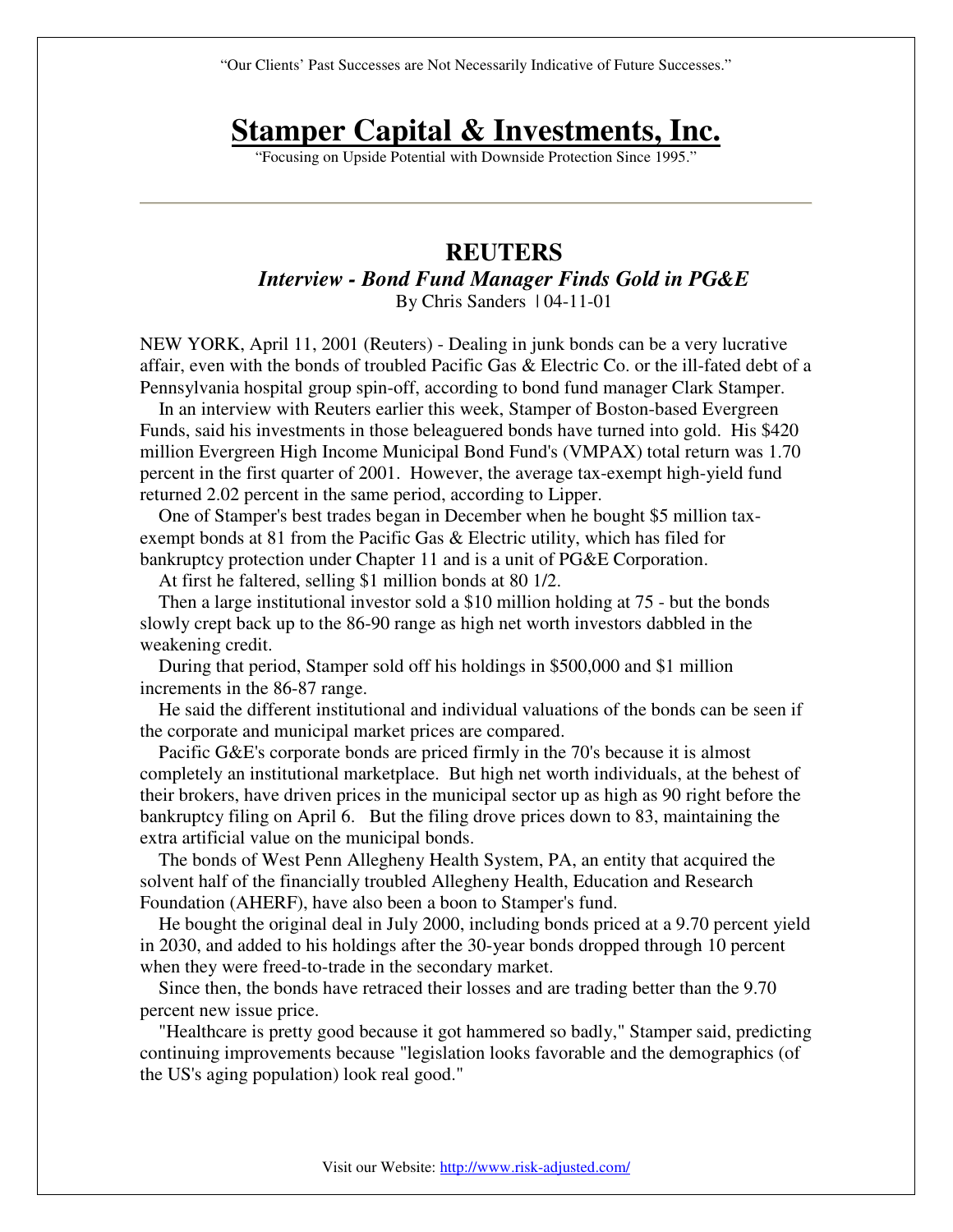"Our Clients' Past Successes are Not Necessarily Indicative of Future Successes."

# Stamper Capital & Investments, Inc.

"Focusing on Upside Potential with Downside Protection Since 1995."

---

## REUTERS

### *Interview - Bond Fund Manager Finds Gold in PG&E*

By Chris Sanders | 04-11-01

NEW YORK, April 11, 2001 (Reuters) - Dealing in junk bonds can be a very lucrative affair, even with the bonds of troubled Pacific Gas & Electric Co. or the ill-fated debt of a Pennsylvania hospital group spin-off, according to bond fund manager Clark Stamper.

In an interview with Reuters earlier this week, Stamper of Boston-based Evergreen Funds, said his investments in those beleaguered bonds have turned into gold. His $420 million Evergreen High Income Municipal Bond Fund's (VMPAX) total return was 1.70 percent in the first quarter of 2001. However, the average tax-exempt high-yield fund returned 2.02 percent in the same period, according to Lipper.

One of Stamper's best trades began in December when he bought $5 million tax-exempt bonds at 81 from the Pacific Gas & Electric utility, which has filed for bankruptcy protection under Chapter 11 and is a unit of PG&E Corporation.

At first he faltered, selling $1 million bonds at 80 1/2.

Then a large institutional investor sold a $10 million holding at 75 - but the bonds slowly crept back up to the 86-90 range as high net worth investors dabbled in the weakening credit.

During that period, Stamper sold off his holdings in $500,000 and $1 million increments in the 86-87 range.

He said the different institutional and individual valuations of the bonds can be seen if the corporate and municipal market prices are compared.

Pacific G&E's corporate bonds are priced firmly in the 70's because it is almost completely an institutional marketplace. But high net worth individuals, at the behest of their brokers, have driven prices in the municipal sector up as high as 90 right before the bankruptcy filing on April 6. But the filing drove prices down to 83, maintaining the extra artificial value on the municipal bonds.

The bonds of West Penn Allegheny Health System, PA, an entity that acquired the solvent half of the financially troubled Allegheny Health, Education and Research Foundation (AHERF), have also been a boon to Stamper's fund.

He bought the original deal in July 2000, including bonds priced at a 9.70 percent yield in 2030, and added to his holdings after the 30-year bonds dropped through 10 percent when they were freed-to-trade in the secondary market.

Since then, the bonds have retraced their losses and are trading better than the 9.70 percent new issue price.

"Healthcare is pretty good because it got hammered so badly," Stamper said, predicting continuing improvements because "legislation looks favorable and the demographics (of the US's aging population) look real good."

Visit our Website: http://www.risk-adjusted.com/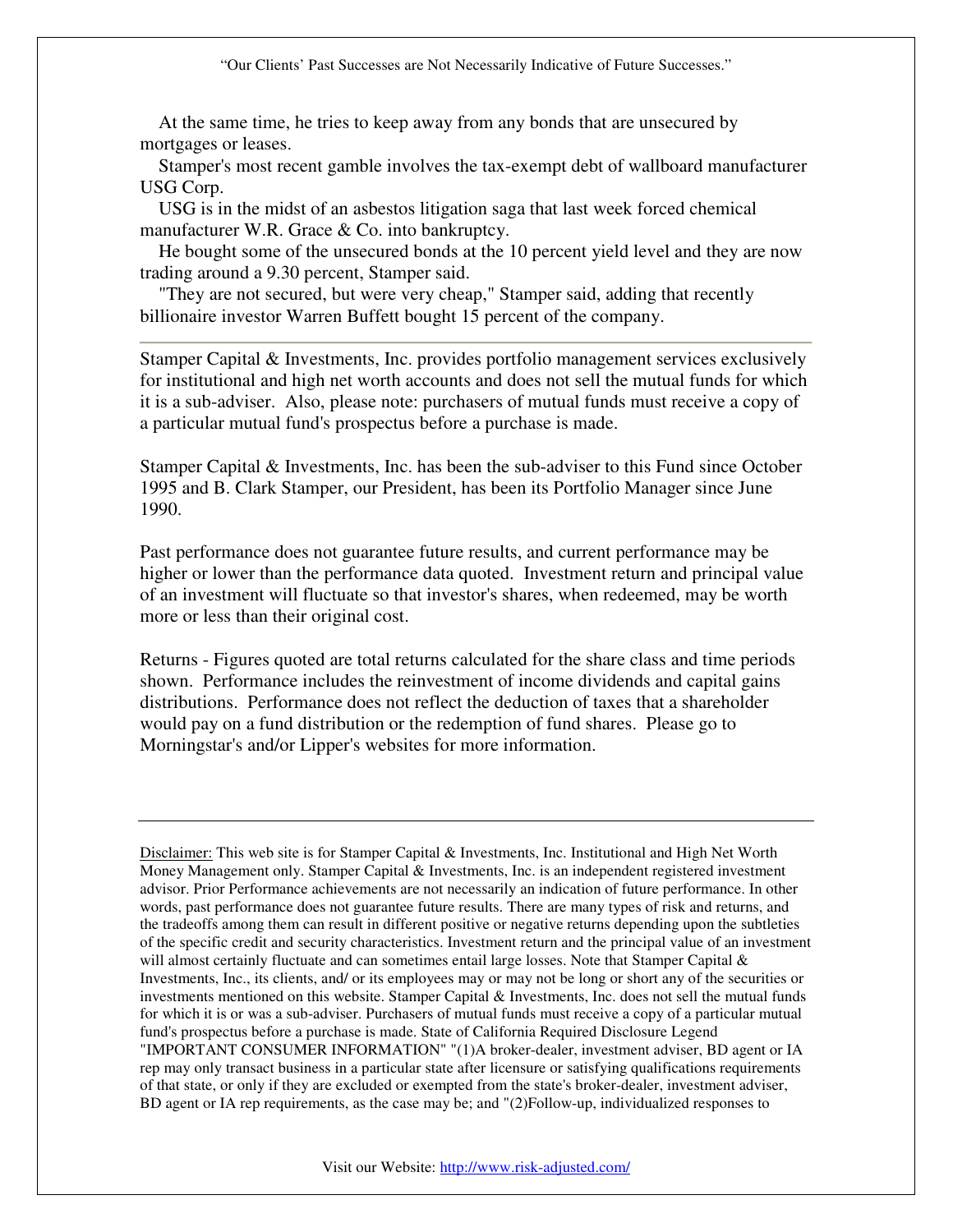At the same time, he tries to keep away from any bonds that are unsecured by mortgages or leases.

Stamper's most recent gamble involves the tax-exempt debt of wallboard manufacturer USG Corp.

USG is in the midst of an asbestos litigation saga that last week forced chemical manufacturer W.R. Grace & Co. into bankruptcy.

He bought some of the unsecured bonds at the 10 percent yield level and they are now trading around a 9.30 percent, Stamper said.

"They are not secured, but were very cheap," Stamper said, adding that recently billionaire investor Warren Buffett bought 15 percent of the company.

---

Stamper Capital & Investments, Inc. provides portfolio management services exclusively for institutional and high net worth accounts and does not sell the mutual funds for which it is a sub-adviser. Also, please note: purchasers of mutual funds must receive a copy of a particular mutual fund's prospectus before a purchase is made.

Stamper Capital & Investments, Inc. has been the sub-adviser to this Fund since October 1995 and B. Clark Stamper, our President, has been its Portfolio Manager since June 1990.

Past performance does not guarantee future results, and current performance may be higher or lower than the performance data quoted. Investment return and principal value of an investment will fluctuate so that investor's shares, when redeemed, may be worth more or less than their original cost.

Returns - Figures quoted are total returns calculated for the share class and time periods shown. Performance includes the reinvestment of income dividends and capital gains distributions. Performance does not reflect the deduction of taxes that a shareholder would pay on a fund distribution or the redemption of fund shares. Please go to Morningstar's and/or Lipper's websites for more information.

---

Disclaimer: This web site is for Stamper Capital & Investments, Inc. Institutional and High Net Worth Money Management only. Stamper Capital & Investments, Inc. is an independent registered investment advisor. Prior Performance achievements are not necessarily an indication of future performance. In other words, past performance does not guarantee future results. There are many types of risk and returns, and the tradeoffs among them can result in different positive or negative returns depending upon the subtleties of the specific credit and security characteristics. Investment return and the principal value of an investment will almost certainly fluctuate and can sometimes entail large losses. Note that Stamper Capital & Investments, Inc., its clients, and/ or its employees may or may not be long or short any of the securities or investments mentioned on this website. Stamper Capital & Investments, Inc. does not sell the mutual funds for which it is or was a sub-adviser. Purchasers of mutual funds must receive a copy of a particular mutual fund's prospectus before a purchase is made. State of California Required Disclosure Legend "IMPORTANT CONSUMER INFORMATION" "(1)A broker-dealer, investment adviser, BD agent or IA rep may only transact business in a particular state after licensure or satisfying qualifications requirements of that state, or only if they are excluded or exempted from the state's broker-dealer, investment adviser, BD agent or IA rep requirements, as the case may be; and "(2)Follow-up, individualized responses to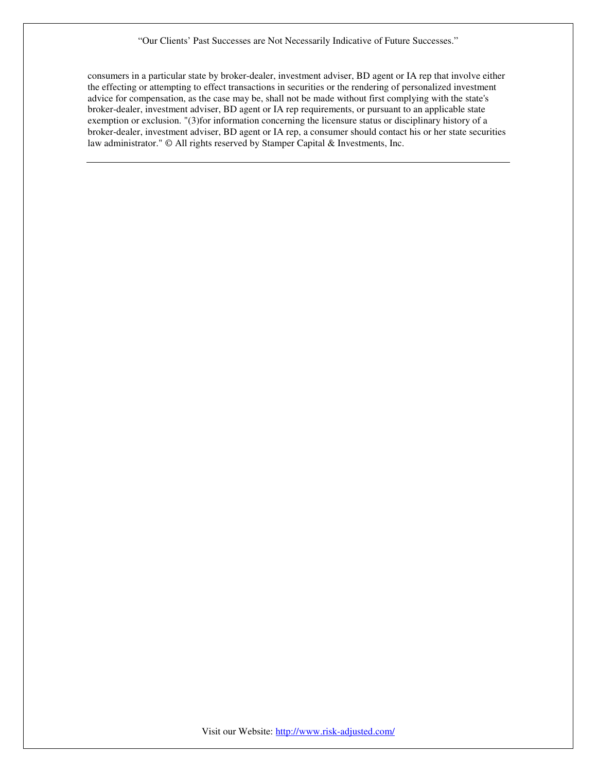consumers in a particular state by broker-dealer, investment adviser, BD agent or IA rep that involve either the effecting or attempting to effect transactions in securities or the rendering of personalized investment advice for compensation, as the case may be, shall not be made without first complying with the state's broker-dealer, investment adviser, BD agent or IA rep requirements, or pursuant to an applicable state exemption or exclusion. "(3)for information concerning the licensure status or disciplinary history of a broker-dealer, investment adviser, BD agent or IA rep, a consumer should contact his or her state securities law administrator." © All rights reserved by Stamper Capital & Investments, Inc.

---